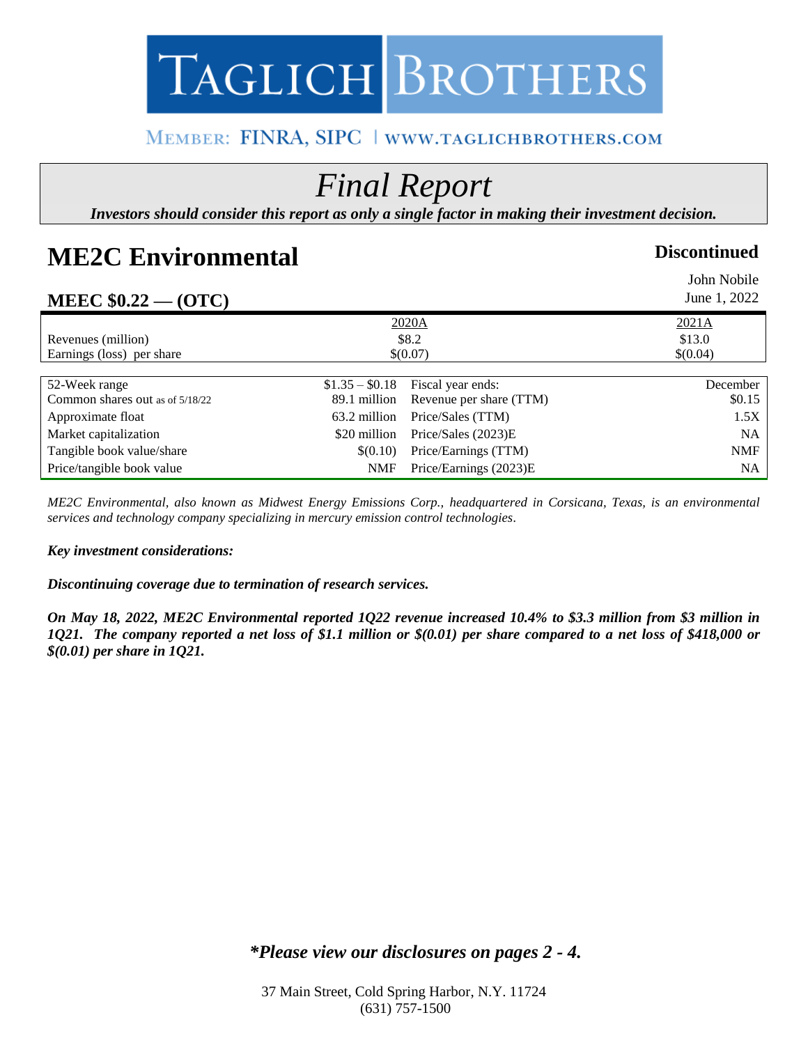# TAGLICH BROTHERS

MEMBER: FINRA, SIPC | WWW.TAGLICHBROTHERS.COM

# *Final Report*

***Investors should consider this report as only a single factor in making their investment decision.***

## ME2C Environmental

**Discontinued**

John Nobile
June 1, 2022

### MEEC $0.22 — (OTC)

| | 2020A | 2021A |
|---|---|---|
| Revenues (million) | $8.2 | $13.0 |
| Earnings (loss) per share | $(0.07) | $(0.04) |

| | | | |
|---|---|---|---|
| 52-Week range | $1.35 – $0.18 | Fiscal year ends: | December |
| Common shares out as of 5/18/22 | 89.1 million | Revenue per share (TTM) | $0.15 |
| Approximate float | 63.2 million | Price/Sales (TTM) | 1.5X |
| Market capitalization | $20 million | Price/Sales (2023)E | NA |
| Tangible book value/share | $(0.10) | Price/Earnings (TTM) | NMF |
| Price/tangible book value | NMF | Price/Earnings (2023)E | NA |

*ME2C Environmental, also known as Midwest Energy Emissions Corp., headquartered in Corsicana, Texas, is an environmental services and technology company specializing in mercury emission control technologies.*

***Key investment considerations:***

***Discontinuing coverage due to termination of research services.***

***On May 18, 2022, ME2C Environmental reported 1Q22 revenue increased 10.4% to $3.3 million from $3 million in 1Q21. The company reported a net loss of $1.1 million or $(0.01) per share compared to a net loss of $418,000 or $(0.01) per share in 1Q21.***

***\*Please view our disclosures on pages 2 - 4.***

37 Main Street, Cold Spring Harbor, N.Y. 11724
(631) 757-1500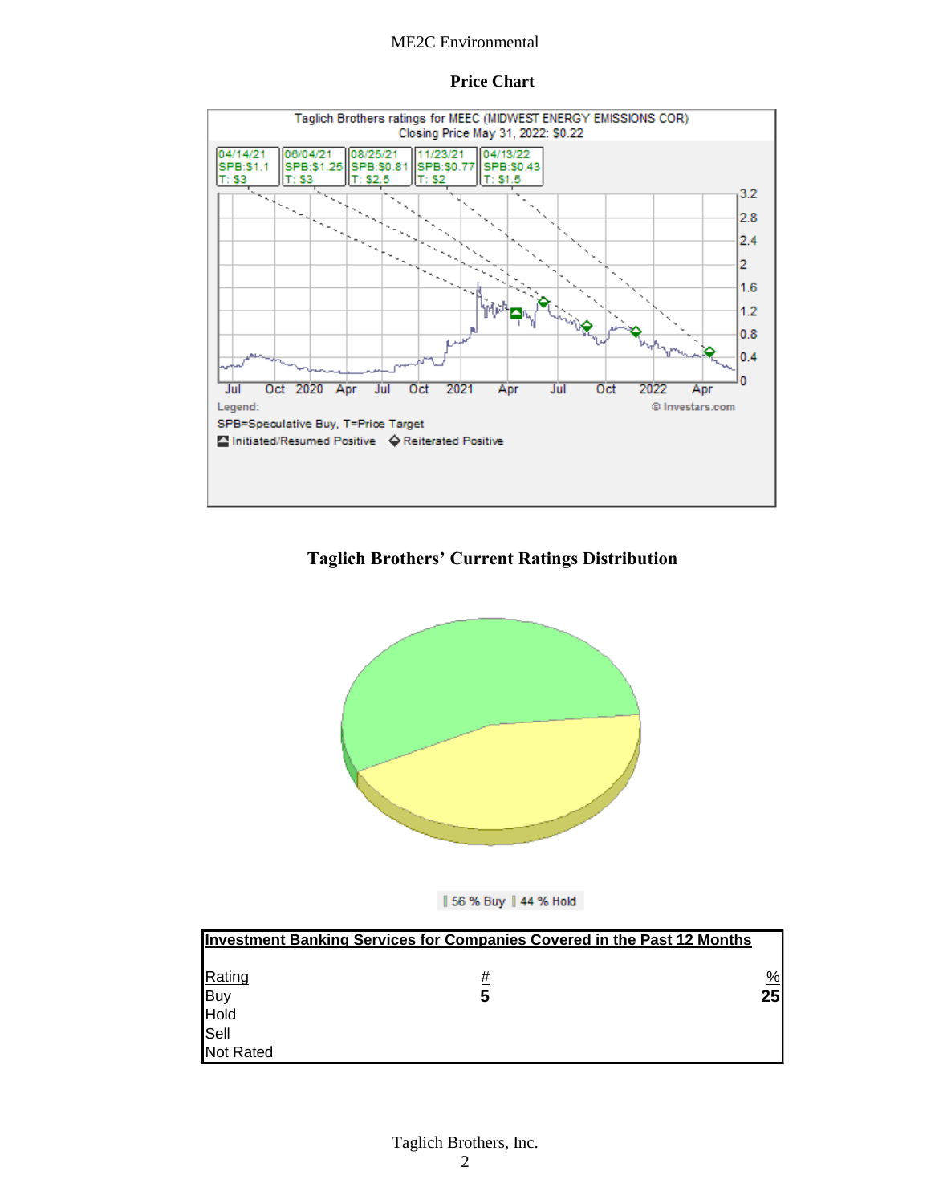## Price Chart

Taglich Brothers ratings for MEEC (MIDWEST ENERGY EMISSIONS COR)
Closing Price May 31, 2022: $0.22

| 04/14/21 | 06/04/21 | 08/25/21 | 11/23/21 | 04/13/22 |
|---|---|---|---|---|
| SPB:$1.1 | SPB:$1.25 | SPB:$0.81 | SPB:$0.77 | SPB:$0.43 |
| T: $3 | T: $3 | T: $2.5 | T: $2 | T: $1.5 |

Legend:
SPB=Speculative Buy, T=Price Target
Initiated/Resumed Positive ◆ Reiterated Positive

© Investars.com

## Taglich Brothers' Current Ratings Distribution

56 % Buy 44 % Hold

| Investment Banking Services for Companies Covered in the Past 12 Months | | |
|---|---|---|
| Rating | # | % |
| Buy | 5 | 25 |
| Hold | | |
| Sell | | |
| Not Rated | | |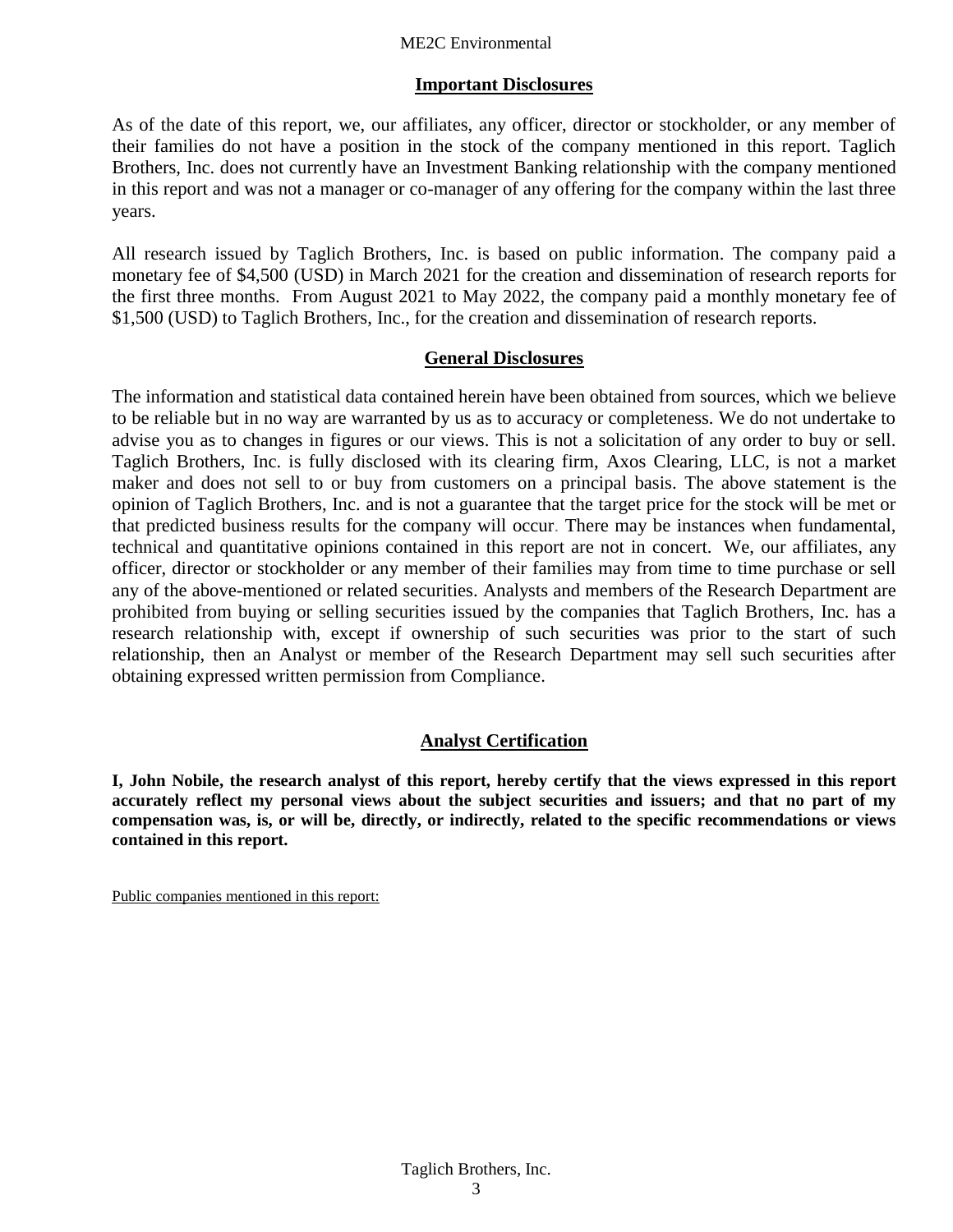## Important Disclosures

As of the date of this report, we, our affiliates, any officer, director or stockholder, or any member of their families do not have a position in the stock of the company mentioned in this report. Taglich Brothers, Inc. does not currently have an Investment Banking relationship with the company mentioned in this report and was not a manager or co-manager of any offering for the company within the last three years.

All research issued by Taglich Brothers, Inc. is based on public information. The company paid a monetary fee of $4,500 (USD) in March 2021 for the creation and dissemination of research reports for the first three months. From August 2021 to May 2022, the company paid a monthly monetary fee of $1,500 (USD) to Taglich Brothers, Inc., for the creation and dissemination of research reports.

## General Disclosures

The information and statistical data contained herein have been obtained from sources, which we believe to be reliable but in no way are warranted by us as to accuracy or completeness. We do not undertake to advise you as to changes in figures or our views. This is not a solicitation of any order to buy or sell. Taglich Brothers, Inc. is fully disclosed with its clearing firm, Axos Clearing, LLC, is not a market maker and does not sell to or buy from customers on a principal basis. The above statement is the opinion of Taglich Brothers, Inc. and is not a guarantee that the target price for the stock will be met or that predicted business results for the company will occur. There may be instances when fundamental, technical and quantitative opinions contained in this report are not in concert. We, our affiliates, any officer, director or stockholder or any member of their families may from time to time purchase or sell any of the above-mentioned or related securities. Analysts and members of the Research Department are prohibited from buying or selling securities issued by the companies that Taglich Brothers, Inc. has a research relationship with, except if ownership of such securities was prior to the start of such relationship, then an Analyst or member of the Research Department may sell such securities after obtaining expressed written permission from Compliance.

## Analyst Certification

**I, John Nobile, the research analyst of this report, hereby certify that the views expressed in this report accurately reflect my personal views about the subject securities and issuers; and that no part of my compensation was, is, or will be, directly, or indirectly, related to the specific recommendations or views contained in this report.**

Public companies mentioned in this report: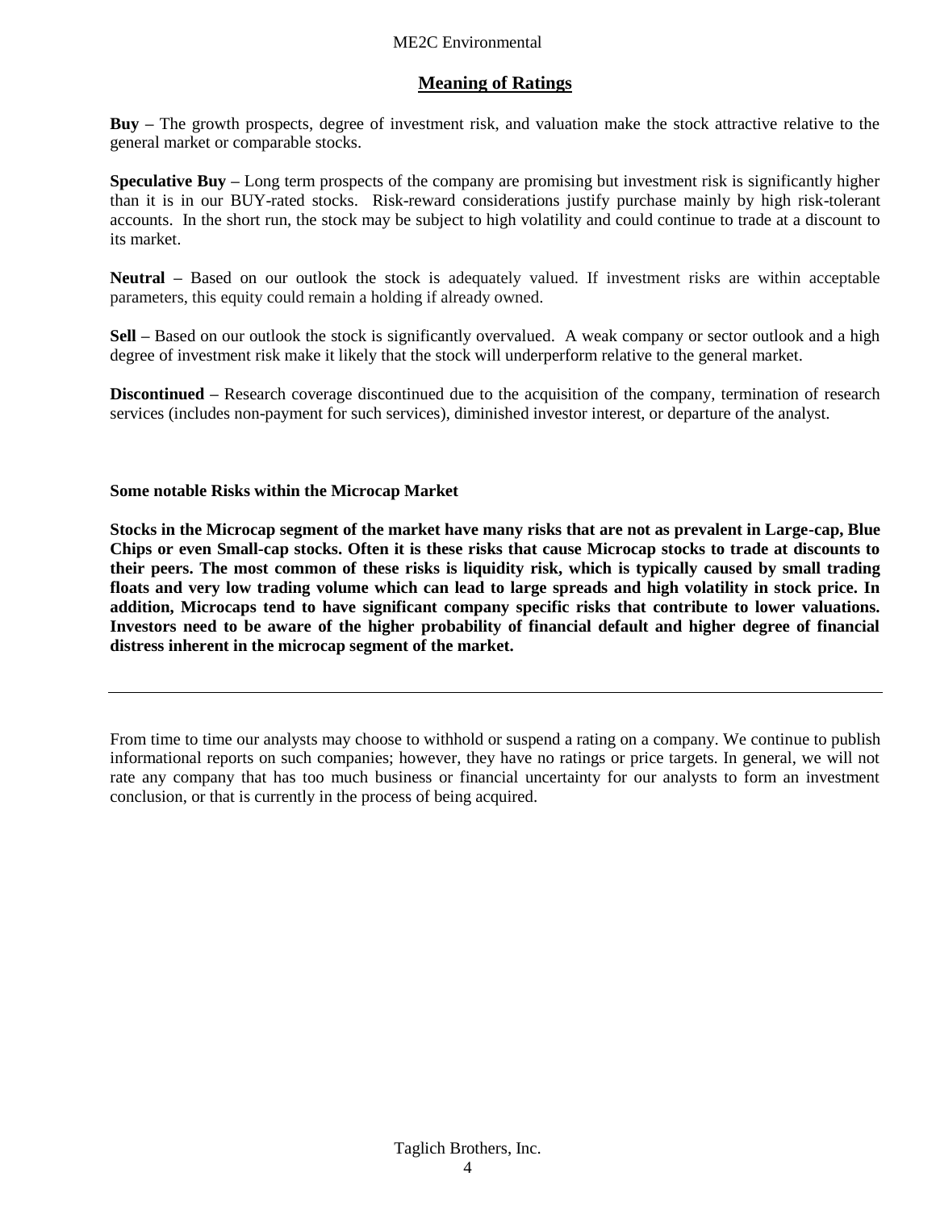## Meaning of Ratings

**Buy –** The growth prospects, degree of investment risk, and valuation make the stock attractive relative to the general market or comparable stocks.

**Speculative Buy –** Long term prospects of the company are promising but investment risk is significantly higher than it is in our BUY-rated stocks. Risk-reward considerations justify purchase mainly by high risk-tolerant accounts. In the short run, the stock may be subject to high volatility and could continue to trade at a discount to its market.

**Neutral –** Based on our outlook the stock is adequately valued. If investment risks are within acceptable parameters, this equity could remain a holding if already owned.

**Sell –** Based on our outlook the stock is significantly overvalued. A weak company or sector outlook and a high degree of investment risk make it likely that the stock will underperform relative to the general market.

**Discontinued –** Research coverage discontinued due to the acquisition of the company, termination of research services (includes non-payment for such services), diminished investor interest, or departure of the analyst.

**Some notable Risks within the Microcap Market**

**Stocks in the Microcap segment of the market have many risks that are not as prevalent in Large-cap, Blue Chips or even Small-cap stocks. Often it is these risks that cause Microcap stocks to trade at discounts to their peers. The most common of these risks is liquidity risk, which is typically caused by small trading floats and very low trading volume which can lead to large spreads and high volatility in stock price. In addition, Microcaps tend to have significant company specific risks that contribute to lower valuations. Investors need to be aware of the higher probability of financial default and higher degree of financial distress inherent in the microcap segment of the market.**

---

From time to time our analysts may choose to withhold or suspend a rating on a company. We continue to publish informational reports on such companies; however, they have no ratings or price targets. In general, we will not rate any company that has too much business or financial uncertainty for our analysts to form an investment conclusion, or that is currently in the process of being acquired.